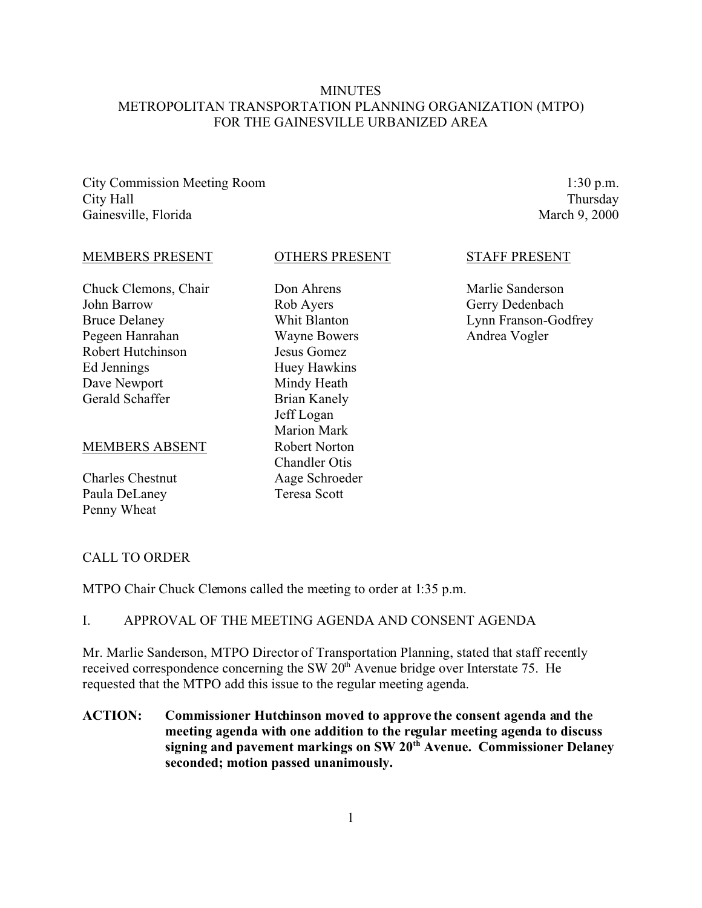# MINUTES
## METROPOLITAN TRANSPORTATION PLANNING ORGANIZATION (MTPO) FOR THE GAINESVILLE URBANIZED AREA

City Commission Meeting Room
City Hall
Gainesville, Florida

1:30 p.m.
Thursday
March 9, 2000

| MEMBERS PRESENT | OTHERS PRESENT | STAFF PRESENT |
|---|---|---|
| Chuck Clemons, Chair | Don Ahrens | Marlie Sanderson |
| John Barrow | Rob Ayers | Gerry Dedenbach |
| Bruce Delaney | Whit Blanton | Lynn Franson-Godfrey |
| Pegeen Hanrahan | Wayne Bowers | Andrea Vogler |
| Robert Hutchinson | Jesus Gomez | |
| Ed Jennings | Huey Hawkins | |
| Dave Newport | Mindy Heath | |
| Gerald Schaffer | Brian Kanely | |
| | Jeff Logan | |
| | Marion Mark | |
| **MEMBERS ABSENT** | Robert Norton | |
| | Chandler Otis | |
| Charles Chestnut | Aage Schroeder | |
| Paula DeLaney | Teresa Scott | |
| Penny Wheat | | |

CALL TO ORDER

MTPO Chair Chuck Clemons called the meeting to order at 1:35 p.m.

I. APPROVAL OF THE MEETING AGENDA AND CONSENT AGENDA

Mr. Marlie Sanderson, MTPO Director of Transportation Planning, stated that staff recently received correspondence concerning the SW 20th Avenue bridge over Interstate 75. He requested that the MTPO add this issue to the regular meeting agenda.

**ACTION: Commissioner Hutchinson moved to approve the consent agenda and the meeting agenda with one addition to the regular meeting agenda to discuss signing and pavement markings on SW 20th Avenue. Commissioner Delaney seconded; motion passed unanimously.**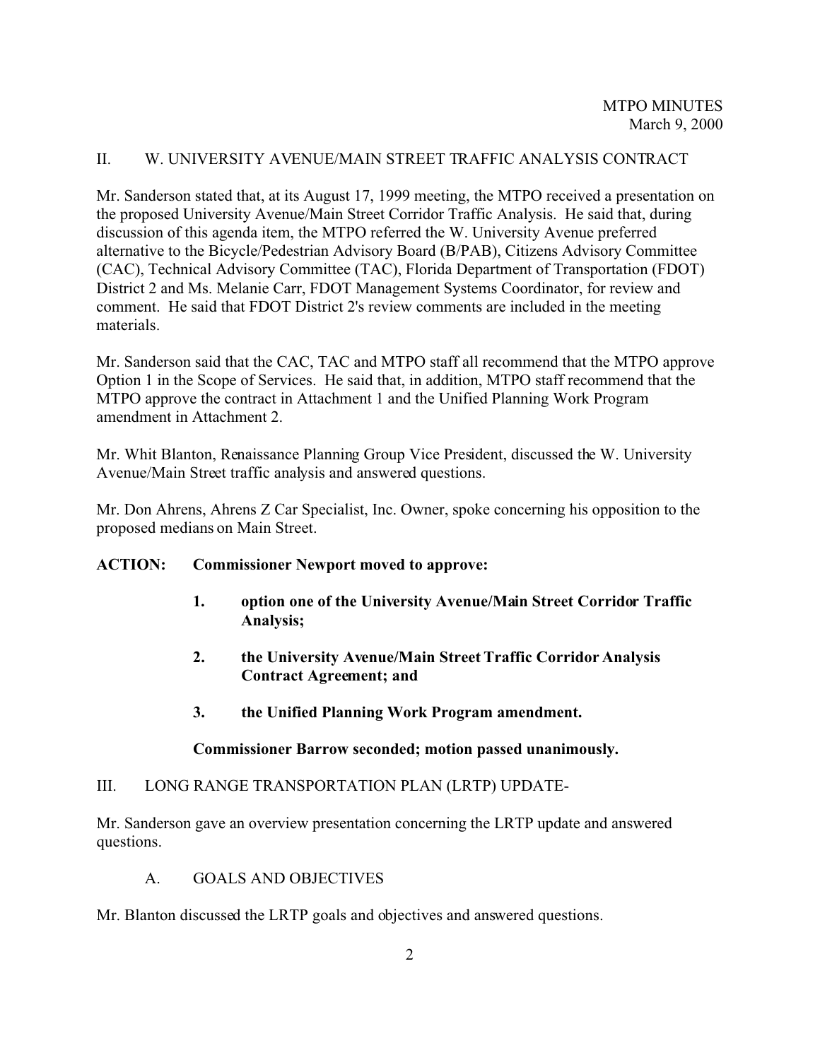## II. W. UNIVERSITY AVENUE/MAIN STREET TRAFFIC ANALYSIS CONTRACT

Mr. Sanderson stated that, at its August 17, 1999 meeting, the MTPO received a presentation on the proposed University Avenue/Main Street Corridor Traffic Analysis. He said that, during discussion of this agenda item, the MTPO referred the W. University Avenue preferred alternative to the Bicycle/Pedestrian Advisory Board (B/PAB), Citizens Advisory Committee (CAC), Technical Advisory Committee (TAC), Florida Department of Transportation (FDOT) District 2 and Ms. Melanie Carr, FDOT Management Systems Coordinator, for review and comment. He said that FDOT District 2's review comments are included in the meeting materials.

Mr. Sanderson said that the CAC, TAC and MTPO staff all recommend that the MTPO approve Option 1 in the Scope of Services. He said that, in addition, MTPO staff recommend that the MTPO approve the contract in Attachment 1 and the Unified Planning Work Program amendment in Attachment 2.

Mr. Whit Blanton, Renaissance Planning Group Vice President, discussed the W. University Avenue/Main Street traffic analysis and answered questions.

Mr. Don Ahrens, Ahrens Z Car Specialist, Inc. Owner, spoke concerning his opposition to the proposed medians on Main Street.

**ACTION: Commissioner Newport moved to approve:**

1. **option one of the University Avenue/Main Street Corridor Traffic Analysis;**
2. **the University Avenue/Main Street Traffic Corridor Analysis Contract Agreement; and**
3. **the Unified Planning Work Program amendment.**

**Commissioner Barrow seconded; motion passed unanimously.**

## III. LONG RANGE TRANSPORTATION PLAN (LRTP) UPDATE-

Mr. Sanderson gave an overview presentation concerning the LRTP update and answered questions.

### A. GOALS AND OBJECTIVES

Mr. Blanton discussed the LRTP goals and objectives and answered questions.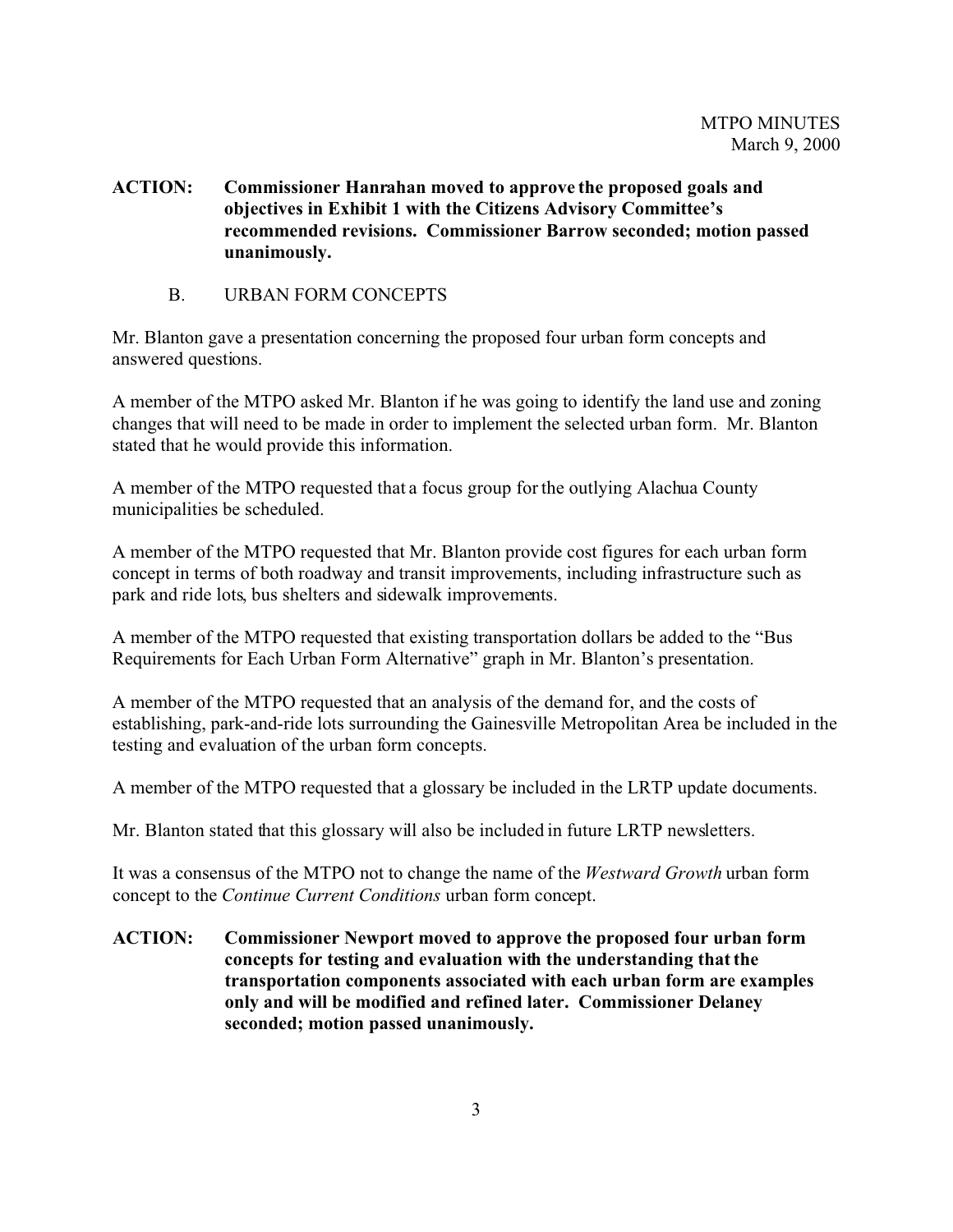**ACTION: Commissioner Hanrahan moved to approve the proposed goals and objectives in Exhibit 1 with the Citizens Advisory Committee's recommended revisions. Commissioner Barrow seconded; motion passed unanimously.**

B. URBAN FORM CONCEPTS

Mr. Blanton gave a presentation concerning the proposed four urban form concepts and answered questions.

A member of the MTPO asked Mr. Blanton if he was going to identify the land use and zoning changes that will need to be made in order to implement the selected urban form. Mr. Blanton stated that he would provide this information.

A member of the MTPO requested that a focus group for the outlying Alachua County municipalities be scheduled.

A member of the MTPO requested that Mr. Blanton provide cost figures for each urban form concept in terms of both roadway and transit improvements, including infrastructure such as park and ride lots, bus shelters and sidewalk improvements.

A member of the MTPO requested that existing transportation dollars be added to the "Bus Requirements for Each Urban Form Alternative" graph in Mr. Blanton's presentation.

A member of the MTPO requested that an analysis of the demand for, and the costs of establishing, park-and-ride lots surrounding the Gainesville Metropolitan Area be included in the testing and evaluation of the urban form concepts.

A member of the MTPO requested that a glossary be included in the LRTP update documents.

Mr. Blanton stated that this glossary will also be included in future LRTP newsletters.

It was a consensus of the MTPO not to change the name of the *Westward Growth* urban form concept to the *Continue Current Conditions* urban form concept.

**ACTION: Commissioner Newport moved to approve the proposed four urban form concepts for testing and evaluation with the understanding that the transportation components associated with each urban form are examples only and will be modified and refined later. Commissioner Delaney seconded; motion passed unanimously.**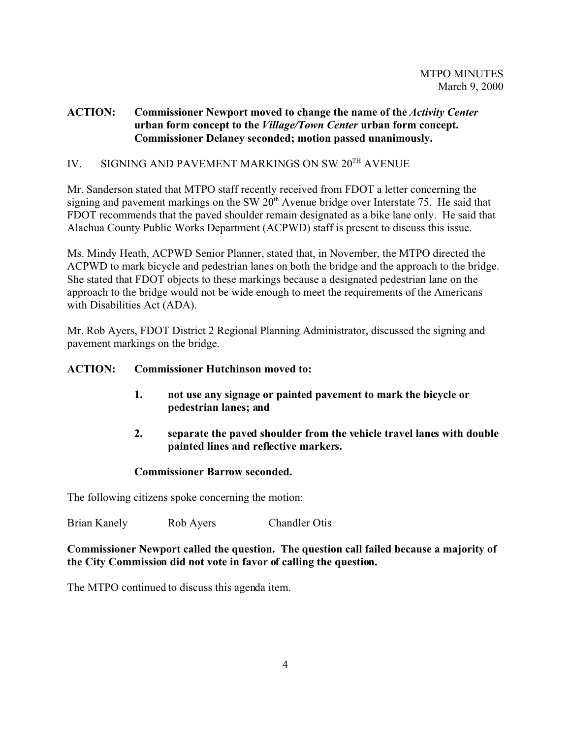**ACTION: Commissioner Newport moved to change the name of the *Activity Center* urban form concept to the *Village/Town Center* urban form concept. Commissioner Delaney seconded; motion passed unanimously.**

## IV. SIGNING AND PAVEMENT MARKINGS ON SW 20[TH] AVENUE

Mr. Sanderson stated that MTPO staff recently received from FDOT a letter concerning the signing and pavement markings on the SW 20[th] Avenue bridge over Interstate 75. He said that FDOT recommends that the paved shoulder remain designated as a bike lane only. He said that Alachua County Public Works Department (ACPWD) staff is present to discuss this issue.

Ms. Mindy Heath, ACPWD Senior Planner, stated that, in November, the MTPO directed the ACPWD to mark bicycle and pedestrian lanes on both the bridge and the approach to the bridge. She stated that FDOT objects to these markings because a designated pedestrian lane on the approach to the bridge would not be wide enough to meet the requirements of the Americans with Disabilities Act (ADA).

Mr. Rob Ayers, FDOT District 2 Regional Planning Administrator, discussed the signing and pavement markings on the bridge.

**ACTION: Commissioner Hutchinson moved to:**

1. **not use any signage or painted pavement to mark the bicycle or pedestrian lanes; and**

2. **separate the paved shoulder from the vehicle travel lanes with double painted lines and reflective markers.**

**Commissioner Barrow seconded.**

The following citizens spoke concerning the motion:

Brian Kanely    Rob Ayers    Chandler Otis

**Commissioner Newport called the question. The question call failed because a majority of the City Commission did not vote in favor of calling the question.**

The MTPO continued to discuss this agenda item.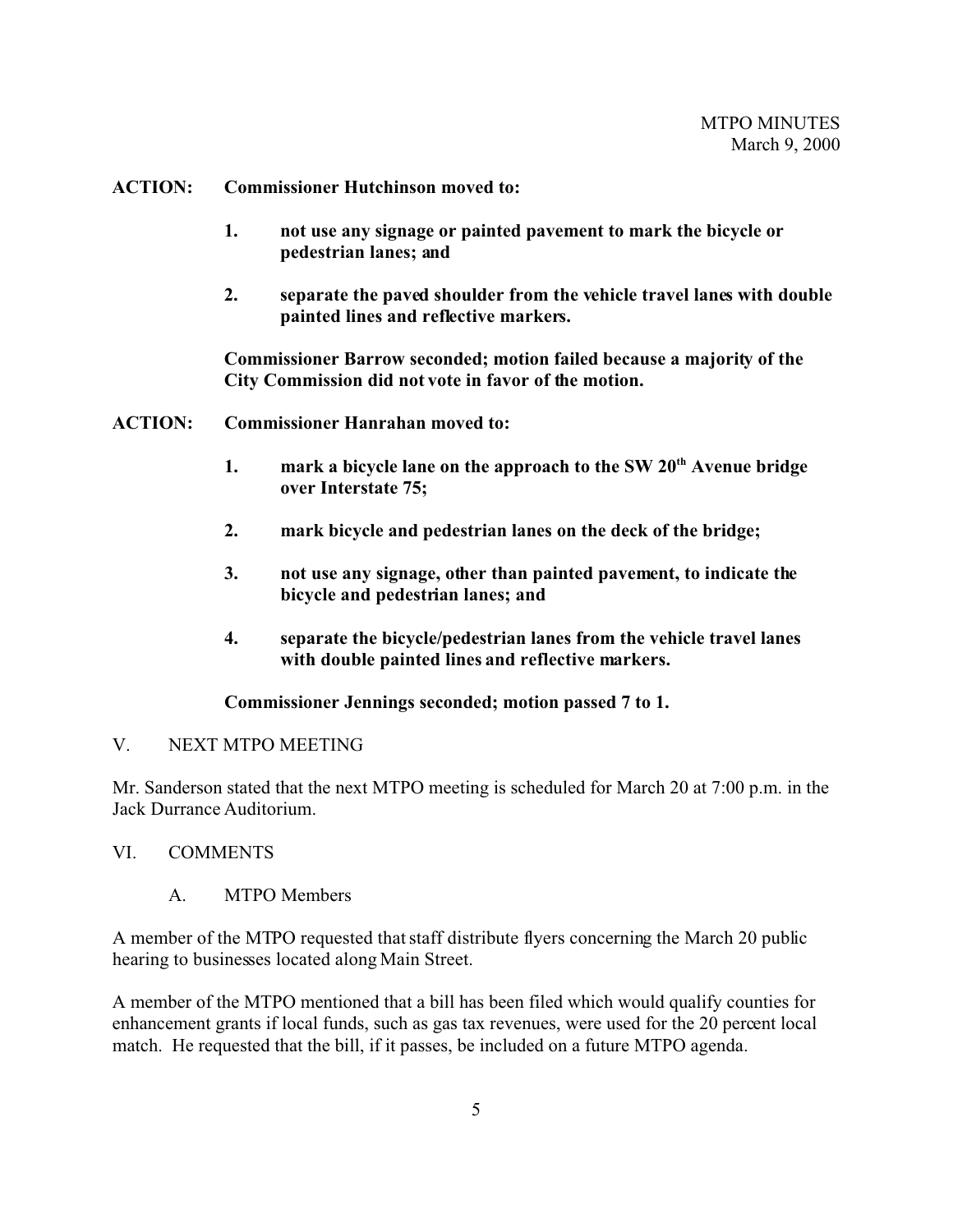**ACTION: Commissioner Hutchinson moved to:**

1. **not use any signage or painted pavement to mark the bicycle or pedestrian lanes; and**

2. **separate the paved shoulder from the vehicle travel lanes with double painted lines and reflective markers.**

**Commissioner Barrow seconded; motion failed because a majority of the City Commission did not vote in favor of the motion.**

**ACTION: Commissioner Hanrahan moved to:**

1. **mark a bicycle lane on the approach to the SW 20th Avenue bridge over Interstate 75;**

2. **mark bicycle and pedestrian lanes on the deck of the bridge;**

3. **not use any signage, other than painted pavement, to indicate the bicycle and pedestrian lanes; and**

4. **separate the bicycle/pedestrian lanes from the vehicle travel lanes with double painted lines and reflective markers.**

**Commissioner Jennings seconded; motion passed 7 to 1.**

## V. NEXT MTPO MEETING

Mr. Sanderson stated that the next MTPO meeting is scheduled for March 20 at 7:00 p.m. in the Jack Durrance Auditorium.

## VI. COMMENTS

### A. MTPO Members

A member of the MTPO requested that staff distribute flyers concerning the March 20 public hearing to businesses located along Main Street.

A member of the MTPO mentioned that a bill has been filed which would qualify counties for enhancement grants if local funds, such as gas tax revenues, were used for the 20 percent local match. He requested that the bill, if it passes, be included on a future MTPO agenda.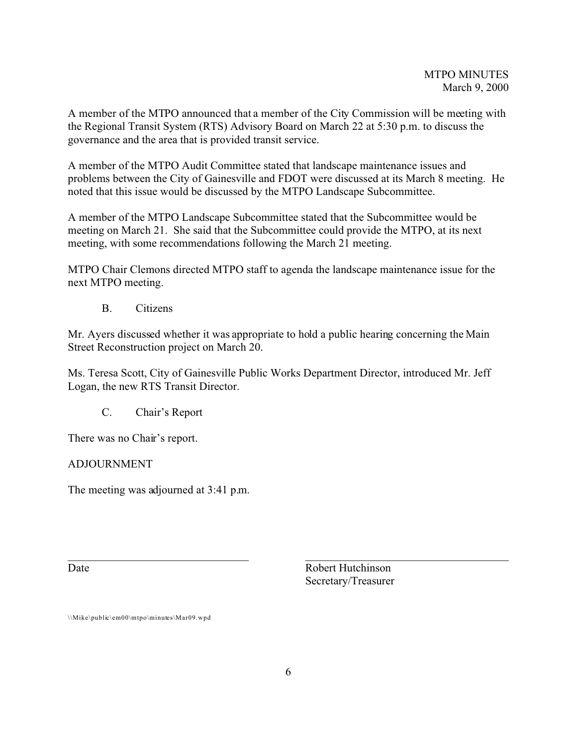A member of the MTPO announced that a member of the City Commission will be meeting with the Regional Transit System (RTS) Advisory Board on March 22 at 5:30 p.m. to discuss the governance and the area that is provided transit service.

A member of the MTPO Audit Committee stated that landscape maintenance issues and problems between the City of Gainesville and FDOT were discussed at its March 8 meeting. He noted that this issue would be discussed by the MTPO Landscape Subcommittee.

A member of the MTPO Landscape Subcommittee stated that the Subcommittee would be meeting on March 21. She said that the Subcommittee could provide the MTPO, at its next meeting, with some recommendations following the March 21 meeting.

MTPO Chair Clemons directed MTPO staff to agenda the landscape maintenance issue for the next MTPO meeting.

B. Citizens

Mr. Ayers discussed whether it was appropriate to hold a public hearing concerning the Main Street Reconstruction project on March 20.

Ms. Teresa Scott, City of Gainesville Public Works Department Director, introduced Mr. Jeff Logan, the new RTS Transit Director.

C. Chair's Report

There was no Chair's report.

ADJOURNMENT

The meeting was adjourned at 3:41 p.m.

\_\_\_\_\_\_\_\_\_\_\_\_\_\_\_\_\_\_\_\_\_\_\_\_\_\_\_\_ 
Date

\_\_\_\_\_\_\_\_\_\_\_\_\_\_\_\_\_\_\_\_\_\_\_\_\_\_\_\_ 
Robert Hutchinson 
Secretary/Treasurer

\\Mike\public\em00\mtpo\minutes\Mar09.wpd